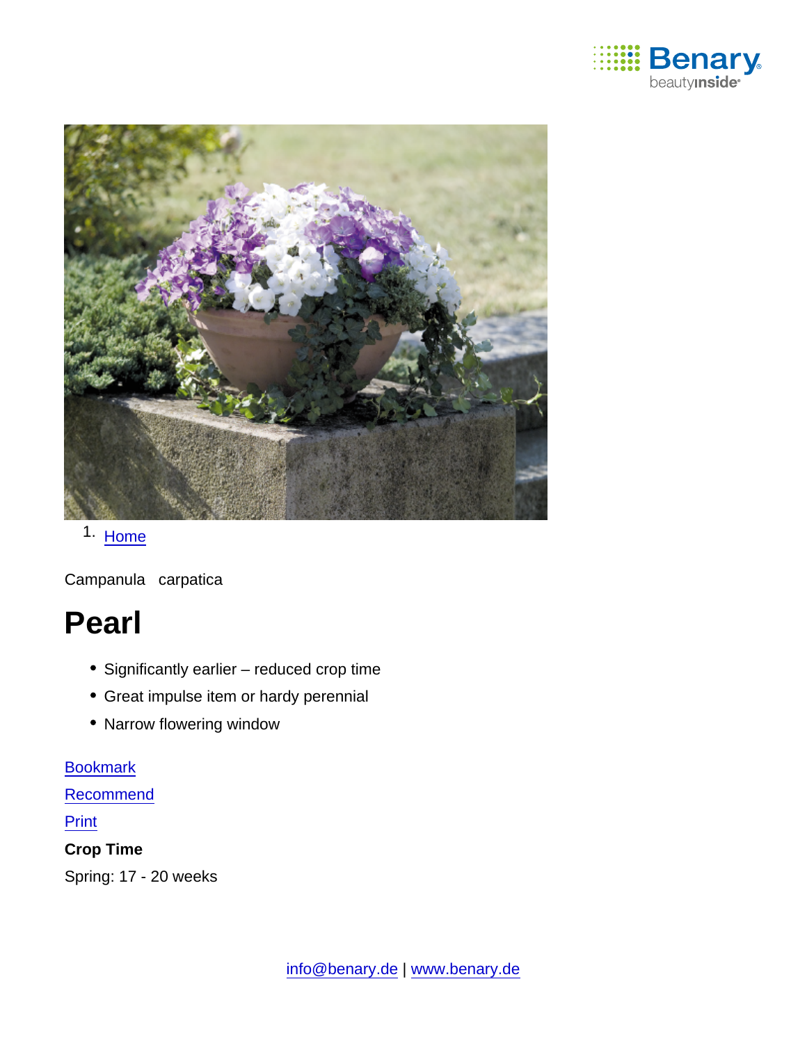1. Home

Campanula carpatica

# Pearl

- Significantly earlier – reduced crop time
- Great impulse item or hardy perennial
- Narrow flowering window

Bookmark

Recommend

Print

**Crop Time**

Spring: 17 - 20 weeks

info@benary.de | www.benary.de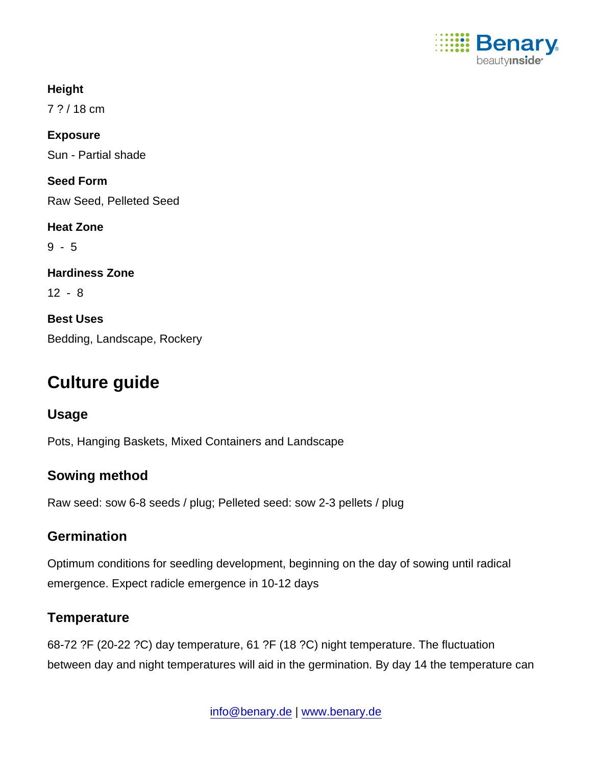**Height**

7 ? / 18 cm

**Exposure**

Sun - Partial shade

**Seed Form**

Raw Seed, Pelleted Seed

**Heat Zone**

9 - 5

**Hardiness Zone**

12 - 8

**Best Uses**

Bedding, Landscape, Rockery

# Culture guide

## Usage

Pots, Hanging Baskets, Mixed Containers and Landscape

## Sowing method

Raw seed: sow 6-8 seeds / plug; Pelleted seed: sow 2-3 pellets / plug

## Germination

Optimum conditions for seedling development, beginning on the day of sowing until radical emergence. Expect radicle emergence in 10-12 days

## Temperature

68-72 ?F (20-22 ?C) day temperature, 61 ?F (18 ?C) night temperature. The fluctuation between day and night temperatures will aid in the germination. By day 14 the temperature can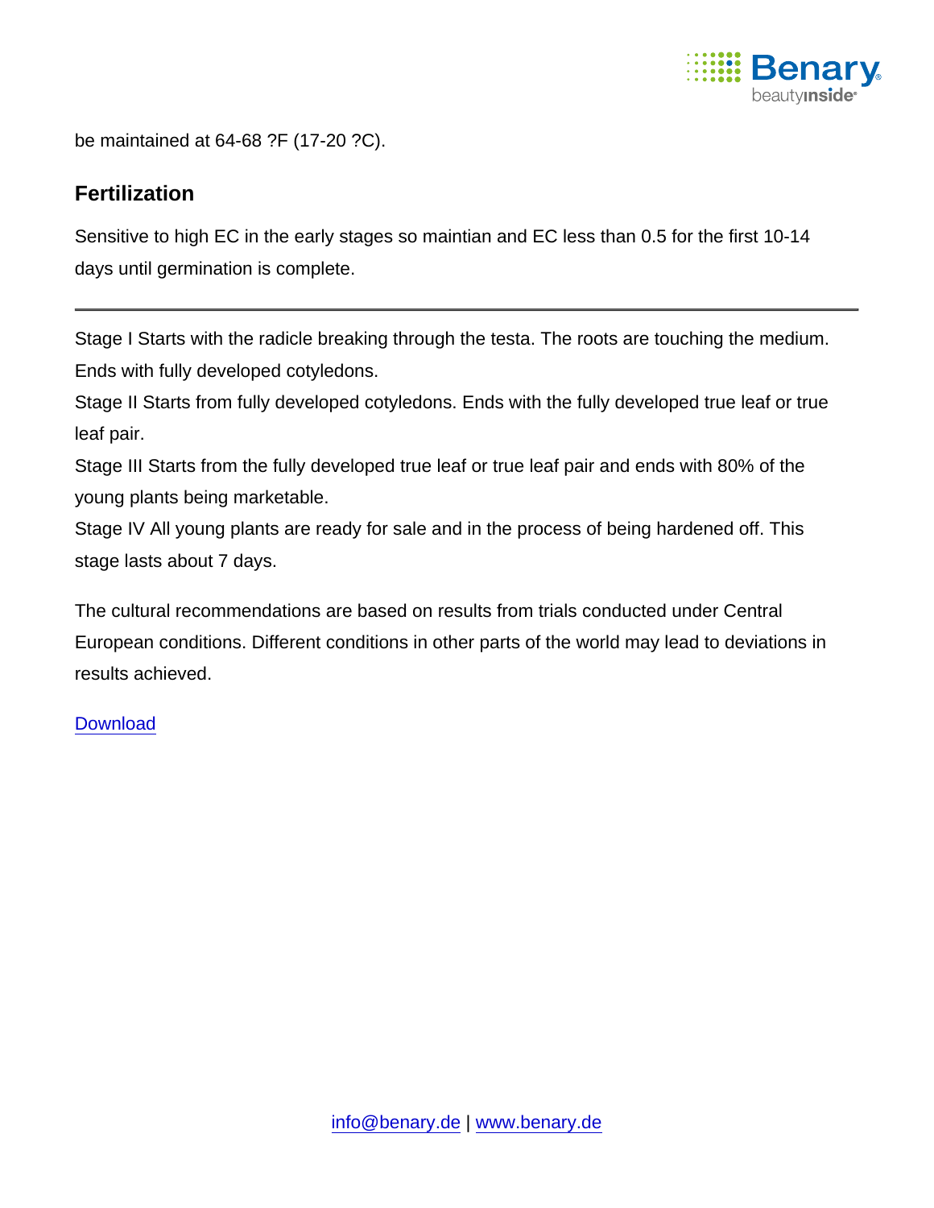be maintained at 64-68 ?F (17-20 ?C).

## Fertilization

Sensitive to high EC in the early stages so maintian and EC less than 0.5 for the first 10-14 days until germination is complete.

---

Stage I Starts with the radicle breaking through the testa. The roots are touching the medium. Ends with fully developed cotyledons.
Stage II Starts from fully developed cotyledons. Ends with the fully developed true leaf or true leaf pair.
Stage III Starts from the fully developed true leaf or true leaf pair and ends with 80% of the young plants being marketable.
Stage IV All young plants are ready for sale and in the process of being hardened off. This stage lasts about 7 days.

The cultural recommendations are based on results from trials conducted under Central European conditions. Different conditions in other parts of the world may lead to deviations in results achieved.

Download

info@benary.de | www.benary.de